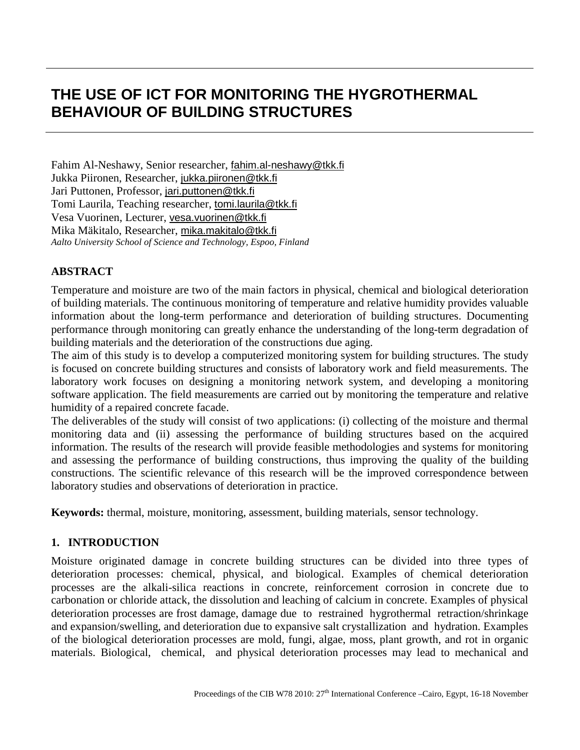# THE USE OF ICT FOR MONITORING THE HYGROTHERMAL BEHAVIOUR OF BUILDING STRUCTURES

Fahim Al-Neshawy, Senior researcher, fahim.al-neshawy@tkk.fi
Jukka Piironen, Researcher, jukka.piironen@tkk.fi
Jari Puttonen, Professor, jari.puttonen@tkk.fi
Tomi Laurila, Teaching researcher, tomi.laurila@tkk.fi
Vesa Vuorinen, Lecturer, vesa.vuorinen@tkk.fi
Mika Mäkitalo, Researcher, mika.makitalo@tkk.fi
*Aalto University School of Science and Technology, Espoo, Finland*

## ABSTRACT

Temperature and moisture are two of the main factors in physical, chemical and biological deterioration of building materials. The continuous monitoring of temperature and relative humidity provides valuable information about the long-term performance and deterioration of building structures. Documenting performance through monitoring can greatly enhance the understanding of the long-term degradation of building materials and the deterioration of the constructions due aging.

The aim of this study is to develop a computerized monitoring system for building structures. The study is focused on concrete building structures and consists of laboratory work and field measurements. The laboratory work focuses on designing a monitoring network system, and developing a monitoring software application. The field measurements are carried out by monitoring the temperature and relative humidity of a repaired concrete facade.

The deliverables of the study will consist of two applications: (i) collecting of the moisture and thermal monitoring data and (ii) assessing the performance of building structures based on the acquired information. The results of the research will provide feasible methodologies and systems for monitoring and assessing the performance of building constructions, thus improving the quality of the building constructions. The scientific relevance of this research will be the improved correspondence between laboratory studies and observations of deterioration in practice.

**Keywords:** thermal, moisture, monitoring, assessment, building materials, sensor technology.

## 1. INTRODUCTION

Moisture originated damage in concrete building structures can be divided into three types of deterioration processes: chemical, physical, and biological. Examples of chemical deterioration processes are the alkali-silica reactions in concrete, reinforcement corrosion in concrete due to carbonation or chloride attack, the dissolution and leaching of calcium in concrete. Examples of physical deterioration processes are frost damage, damage due to restrained hygrothermal retraction/shrinkage and expansion/swelling, and deterioration due to expansive salt crystallization and hydration. Examples of the biological deterioration processes are mold, fungi, algae, moss, plant growth, and rot in organic materials. Biological, chemical, and physical deterioration processes may lead to mechanical and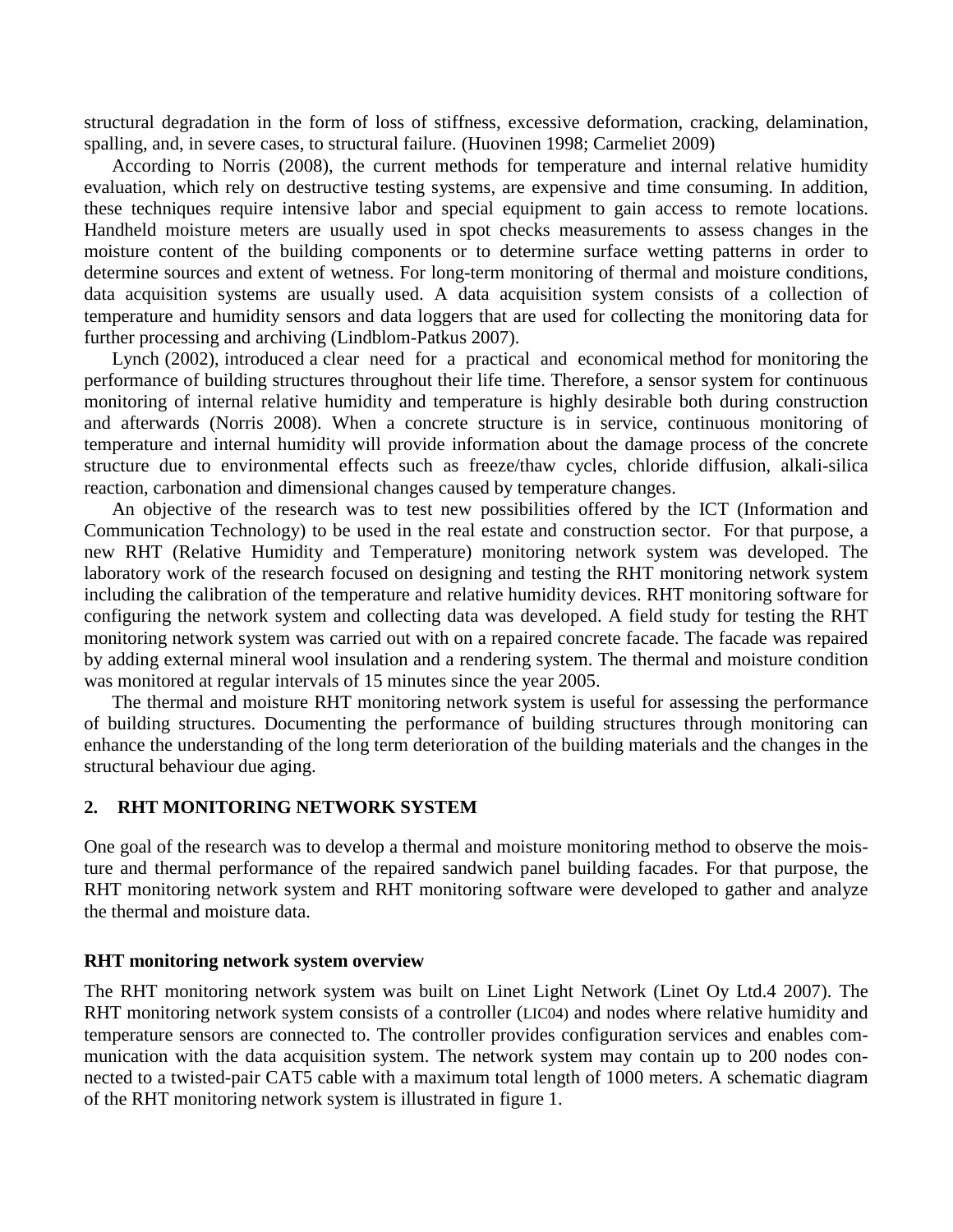structural degradation in the form of loss of stiffness, excessive deformation, cracking, delamination, spalling, and, in severe cases, to structural failure. (Huovinen 1998; Carmeliet 2009)

According to Norris (2008), the current methods for temperature and internal relative humidity evaluation, which rely on destructive testing systems, are expensive and time consuming. In addition, these techniques require intensive labor and special equipment to gain access to remote locations. Handheld moisture meters are usually used in spot checks measurements to assess changes in the moisture content of the building components or to determine surface wetting patterns in order to determine sources and extent of wetness. For long-term monitoring of thermal and moisture conditions, data acquisition systems are usually used. A data acquisition system consists of a collection of temperature and humidity sensors and data loggers that are used for collecting the monitoring data for further processing and archiving (Lindblom-Patkus 2007).

Lynch (2002), introduced a clear need for a practical and economical method for monitoring the performance of building structures throughout their life time. Therefore, a sensor system for continuous monitoring of internal relative humidity and temperature is highly desirable both during construction and afterwards (Norris 2008). When a concrete structure is in service, continuous monitoring of temperature and internal humidity will provide information about the damage process of the concrete structure due to environmental effects such as freeze/thaw cycles, chloride diffusion, alkali-silica reaction, carbonation and dimensional changes caused by temperature changes.

An objective of the research was to test new possibilities offered by the ICT (Information and Communication Technology) to be used in the real estate and construction sector. For that purpose, a new RHT (Relative Humidity and Temperature) monitoring network system was developed. The laboratory work of the research focused on designing and testing the RHT monitoring network system including the calibration of the temperature and relative humidity devices. RHT monitoring software for configuring the network system and collecting data was developed. A field study for testing the RHT monitoring network system was carried out with on a repaired concrete facade. The facade was repaired by adding external mineral wool insulation and a rendering system. The thermal and moisture condition was monitored at regular intervals of 15 minutes since the year 2005.

The thermal and moisture RHT monitoring network system is useful for assessing the performance of building structures. Documenting the performance of building structures through monitoring can enhance the understanding of the long term deterioration of the building materials and the changes in the structural behaviour due aging.

## 2. RHT MONITORING NETWORK SYSTEM

One goal of the research was to develop a thermal and moisture monitoring method to observe the moisture and thermal performance of the repaired sandwich panel building facades. For that purpose, the RHT monitoring network system and RHT monitoring software were developed to gather and analyze the thermal and moisture data.

### RHT monitoring network system overview

The RHT monitoring network system was built on Linet Light Network (Linet Oy Ltd.4 2007). The RHT monitoring network system consists of a controller (LIC04) and nodes where relative humidity and temperature sensors are connected to. The controller provides configuration services and enables communication with the data acquisition system. The network system may contain up to 200 nodes connected to a twisted-pair CAT5 cable with a maximum total length of 1000 meters. A schematic diagram of the RHT monitoring network system is illustrated in figure 1.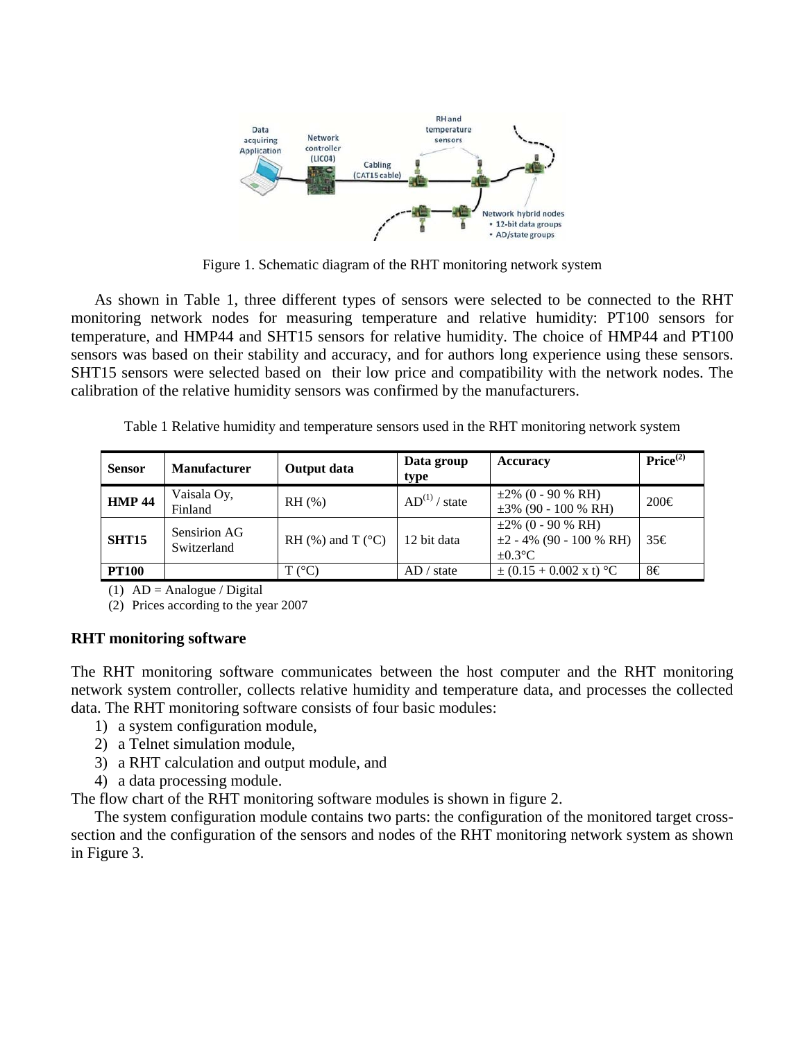Figure 1. Schematic diagram of the RHT monitoring network system

As shown in Table 1, three different types of sensors were selected to be connected to the RHT monitoring network nodes for measuring temperature and relative humidity: PT100 sensors for temperature, and HMP44 and SHT15 sensors for relative humidity. The choice of HMP44 and PT100 sensors was based on their stability and accuracy, and for authors long experience using these sensors. SHT15 sensors were selected based on their low price and compatibility with the network nodes. The calibration of the relative humidity sensors was confirmed by the manufacturers.

Table 1 Relative humidity and temperature sensors used in the RHT monitoring network system

| Sensor | Manufacturer | Output data | Data group type | Accuracy | Price[(2)] |
|---|---|---|---|---|---|
| **HMP 44** | Vaisala Oy, Finland | RH (%) | AD[(1)] / state | ±2% (0 - 90 % RH)<br>±3% (90 - 100 % RH) | 200€ |
| **SHT15** | Sensirion AG Switzerland | RH (%) and T (°C) | 12 bit data | ±2% (0 - 90 % RH)<br>±2 - 4% (90 - 100 % RH)<br>±0.3°C | 35€ |
| **PT100** | | T (°C) | AD / state | ± (0.15 + 0.002 x t) °C | 8€ |

(1) AD = Analogue / Digital

(2) Prices according to the year 2007

**RHT monitoring software**

The RHT monitoring software communicates between the host computer and the RHT monitoring network system controller, collects relative humidity and temperature data, and processes the collected data. The RHT monitoring software consists of four basic modules:

1) a system configuration module,
2) a Telnet simulation module,
3) a RHT calculation and output module, and
4) a data processing module.

The flow chart of the RHT monitoring software modules is shown in figure 2.

The system configuration module contains two parts: the configuration of the monitored target cross-section and the configuration of the sensors and nodes of the RHT monitoring network system as shown in Figure 3.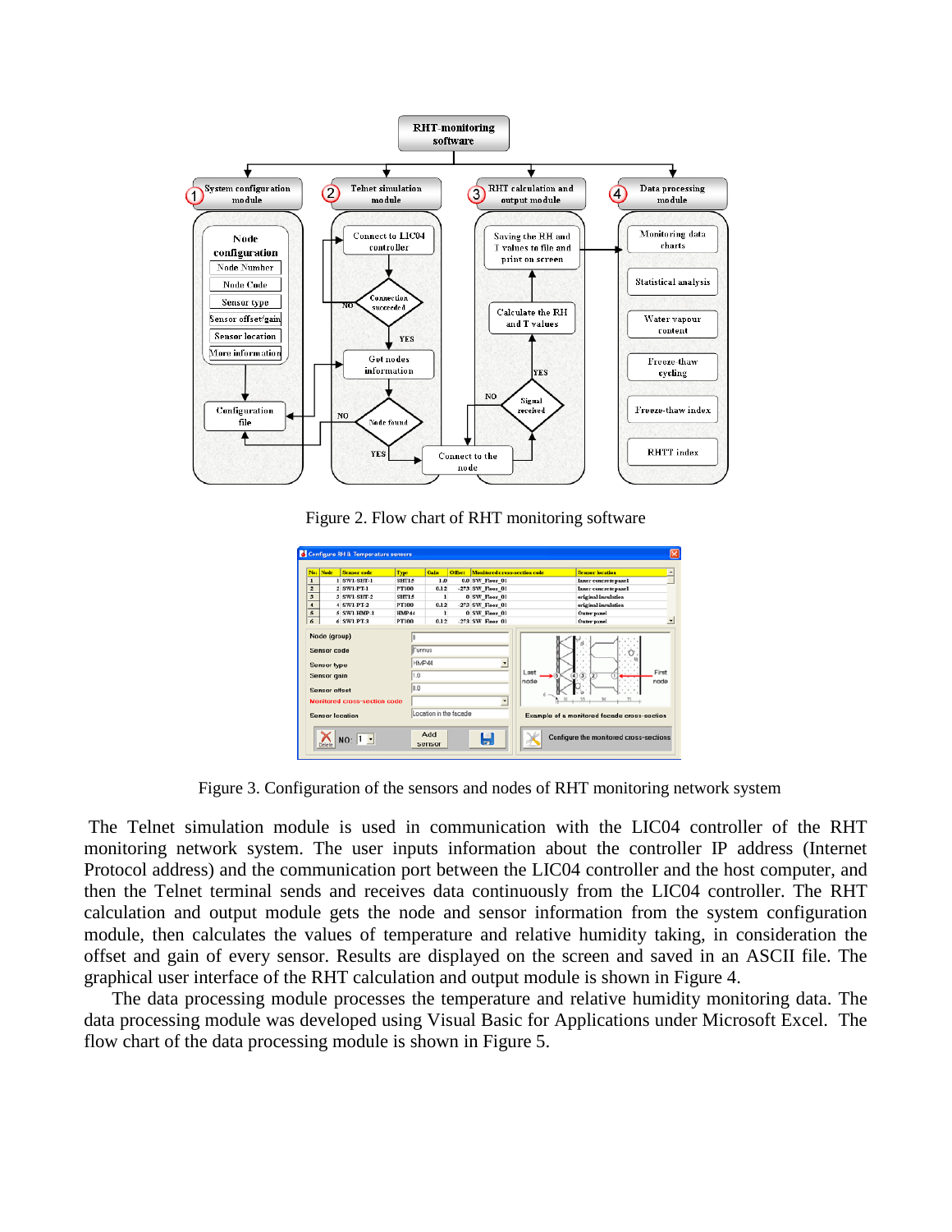Figure 2. Flow chart of RHT monitoring software

Figure 3. Configuration of the sensors and nodes of RHT monitoring network system

The Telnet simulation module is used in communication with the LIC04 controller of the RHT monitoring network system. The user inputs information about the controller IP address (Internet Protocol address) and the communication port between the LIC04 controller and the host computer, and then the Telnet terminal sends and receives data continuously from the LIC04 controller. The RHT calculation and output module gets the node and sensor information from the system configuration module, then calculates the values of temperature and relative humidity taking, in consideration the offset and gain of every sensor. Results are displayed on the screen and saved in an ASCII file. The graphical user interface of the RHT calculation and output module is shown in Figure 4.

The data processing module processes the temperature and relative humidity monitoring data. The data processing module was developed using Visual Basic for Applications under Microsoft Excel. The flow chart of the data processing module is shown in Figure 5.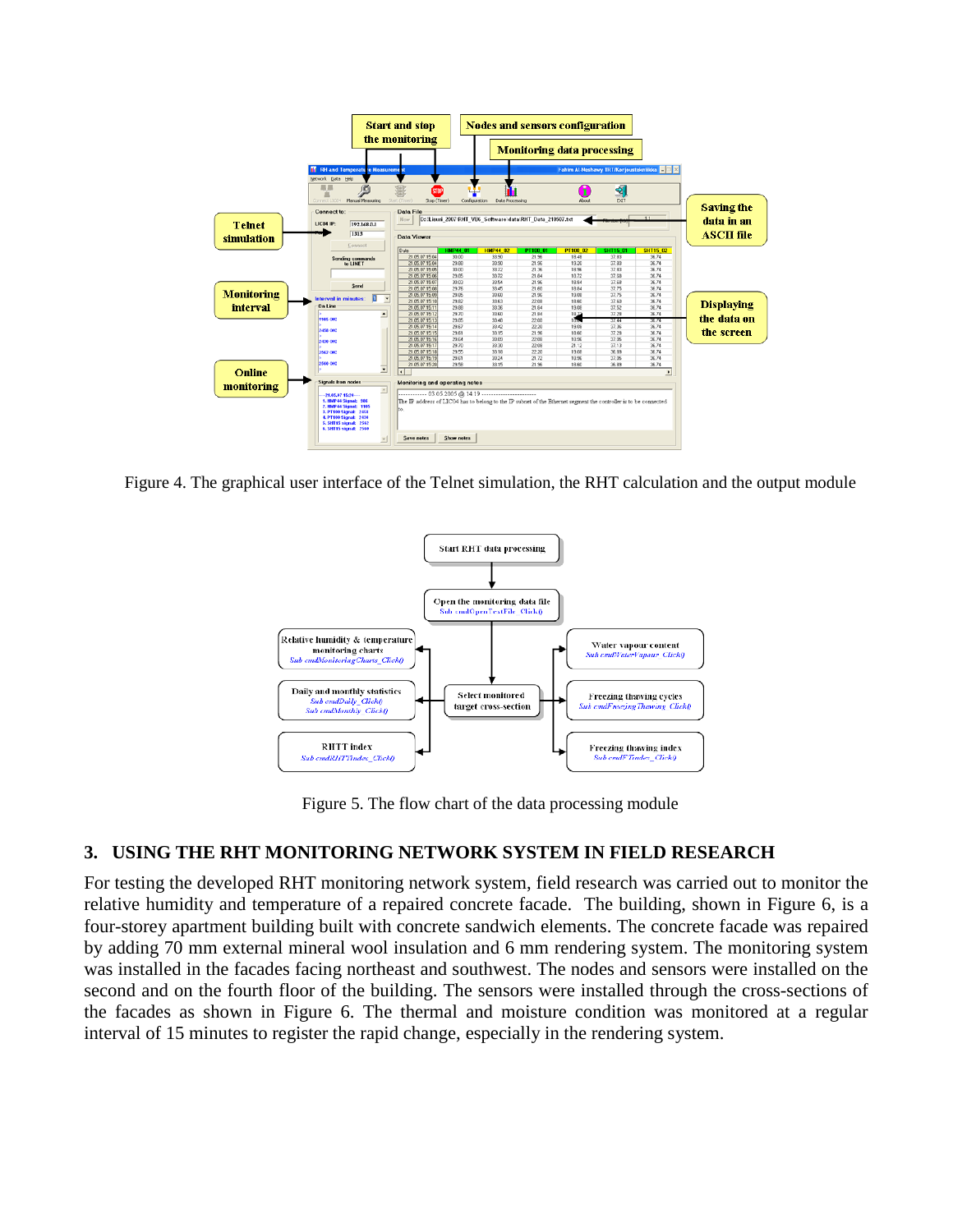Figure 4. The graphical user interface of the Telnet simulation, the RHT calculation and the output module

Figure 5. The flow chart of the data processing module

## 3. USING THE RHT MONITORING NETWORK SYSTEM IN FIELD RESEARCH

For testing the developed RHT monitoring network system, field research was carried out to monitor the relative humidity and temperature of a repaired concrete facade. The building, shown in Figure 6, is a four-storey apartment building built with concrete sandwich elements. The concrete facade was repaired by adding 70 mm external mineral wool insulation and 6 mm rendering system. The monitoring system was installed in the facades facing northeast and southwest. The nodes and sensors were installed on the second and on the fourth floor of the building. The sensors were installed through the cross-sections of the facades as shown in Figure 6. The thermal and moisture condition was monitored at a regular interval of 15 minutes to register the rapid change, especially in the rendering system.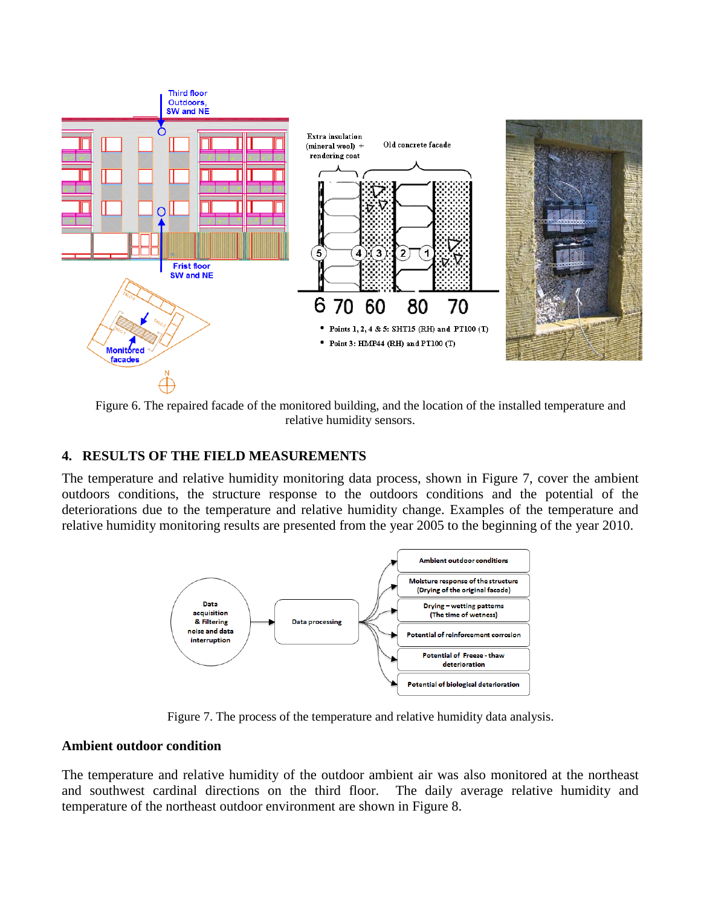Figure 6. The repaired facade of the monitored building, and the location of the installed temperature and relative humidity sensors.

## 4. RESULTS OF THE FIELD MEASUREMENTS

The temperature and relative humidity monitoring data process, shown in Figure 7, cover the ambient outdoors conditions, the structure response to the outdoors conditions and the potential of the deteriorations due to the temperature and relative humidity change. Examples of the temperature and relative humidity monitoring results are presented from the year 2005 to the beginning of the year 2010.

Figure 7. The process of the temperature and relative humidity data analysis.

### Ambient outdoor condition

The temperature and relative humidity of the outdoor ambient air was also monitored at the northeast and southwest cardinal directions on the third floor. The daily average relative humidity and temperature of the northeast outdoor environment are shown in Figure 8.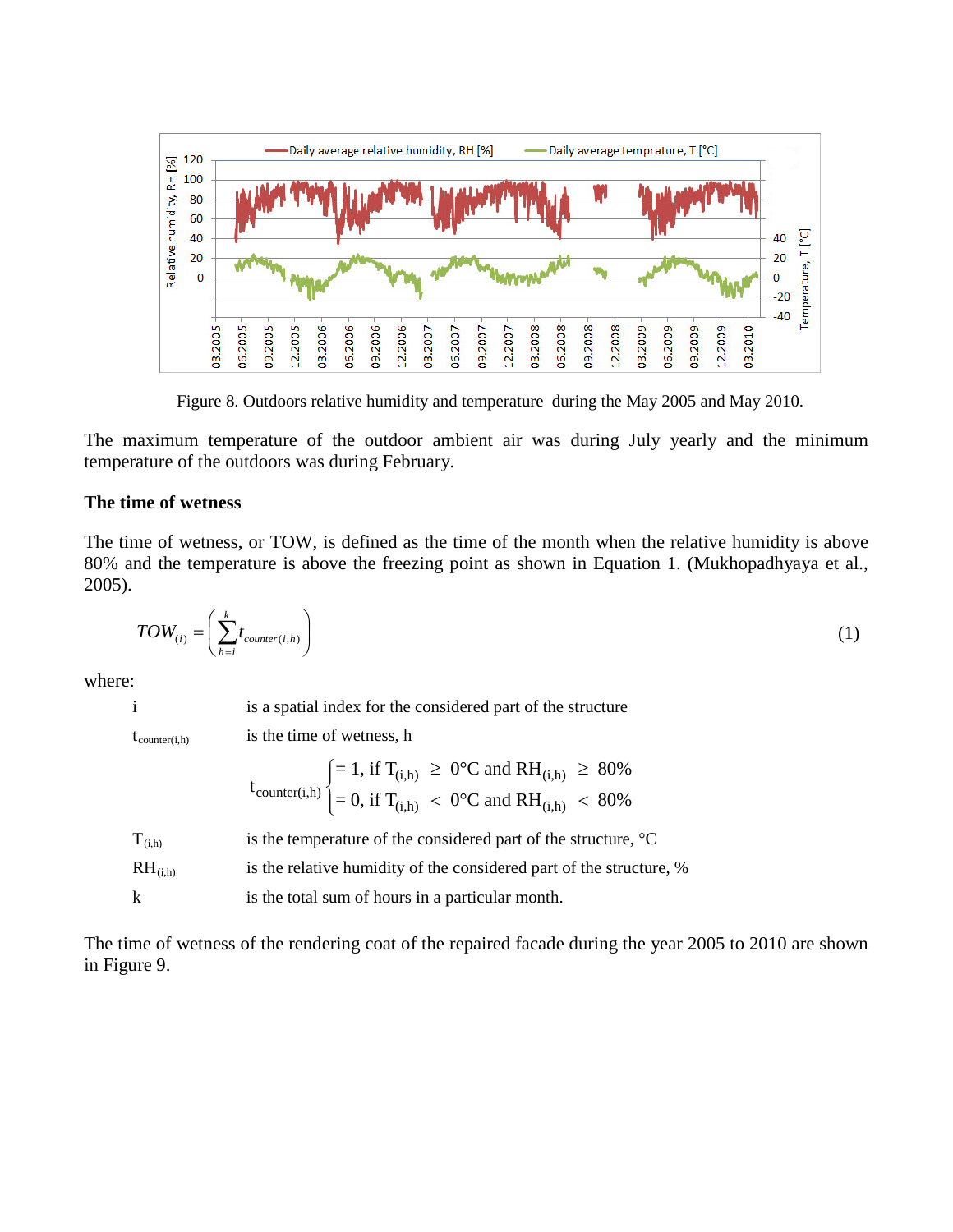Figure 8. Outdoors relative humidity and temperature during the May 2005 and May 2010.

The maximum temperature of the outdoor ambient air was during July yearly and the minimum temperature of the outdoors was during February.

### The time of wetness

The time of wetness, or TOW, is defined as the time of the month when the relative humidity is above 80% and the temperature is above the freezing point as shown in Equation 1. (Mukhopadhyaya et al., 2005).

$$TOW_{(i)} = \left( \sum_{h=i}^{k} t_{counter(i,h)} \right) \tag{1}$$

where:

- $i$ is a spatial index for the considered part of the structure
- $t_{counter(i,h)}$ is the time of wetness, h

$$t_{counter(i,h)} \begin{cases} = 1, \text{ if } T_{(i,h)} \geq 0°C \text{ and } RH_{(i,h)} \geq 80\% \\ = 0, \text{ if } T_{(i,h)} < 0°C \text{ and } RH_{(i,h)} < 80\% \end{cases}$$

- $T_{(i,h)}$ is the temperature of the considered part of the structure, °C
- $RH_{(i,h)}$ is the relative humidity of the considered part of the structure, %
- $k$ is the total sum of hours in a particular month.

The time of wetness of the rendering coat of the repaired facade during the year 2005 to 2010 are shown in Figure 9.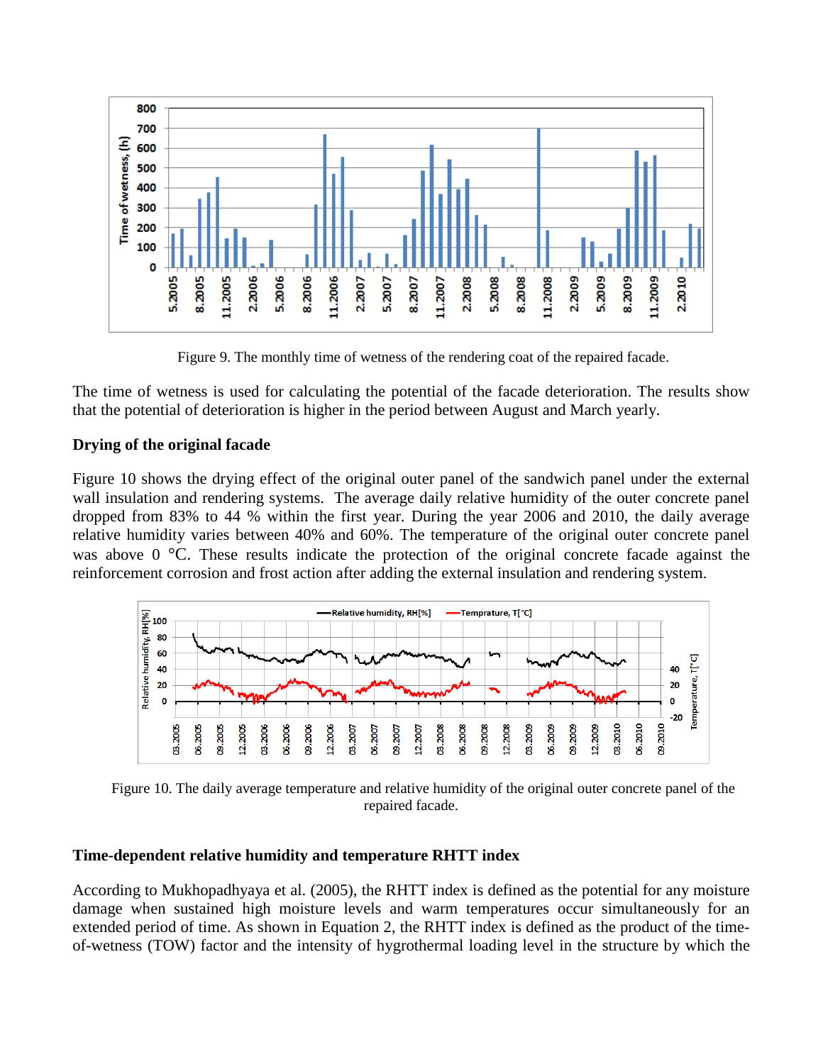Figure 9. The monthly time of wetness of the rendering coat of the repaired facade.

The time of wetness is used for calculating the potential of the facade deterioration. The results show that the potential of deterioration is higher in the period between August and March yearly.

**Drying of the original facade**

Figure 10 shows the drying effect of the original outer panel of the sandwich panel under the external wall insulation and rendering systems. The average daily relative humidity of the outer concrete panel dropped from 83% to 44 % within the first year. During the year 2006 and 2010, the daily average relative humidity varies between 40% and 60%. The temperature of the original outer concrete panel was above 0 °C. These results indicate the protection of the original concrete facade against the reinforcement corrosion and frost action after adding the external insulation and rendering system.

Figure 10. The daily average temperature and relative humidity of the original outer concrete panel of the repaired facade.

**Time-dependent relative humidity and temperature RHTT index**

According to Mukhopadhyaya et al. (2005), the RHTT index is defined as the potential for any moisture damage when sustained high moisture levels and warm temperatures occur simultaneously for an extended period of time. As shown in Equation 2, the RHTT index is defined as the product of the time-of-wetness (TOW) factor and the intensity of hygrothermal loading level in the structure by which the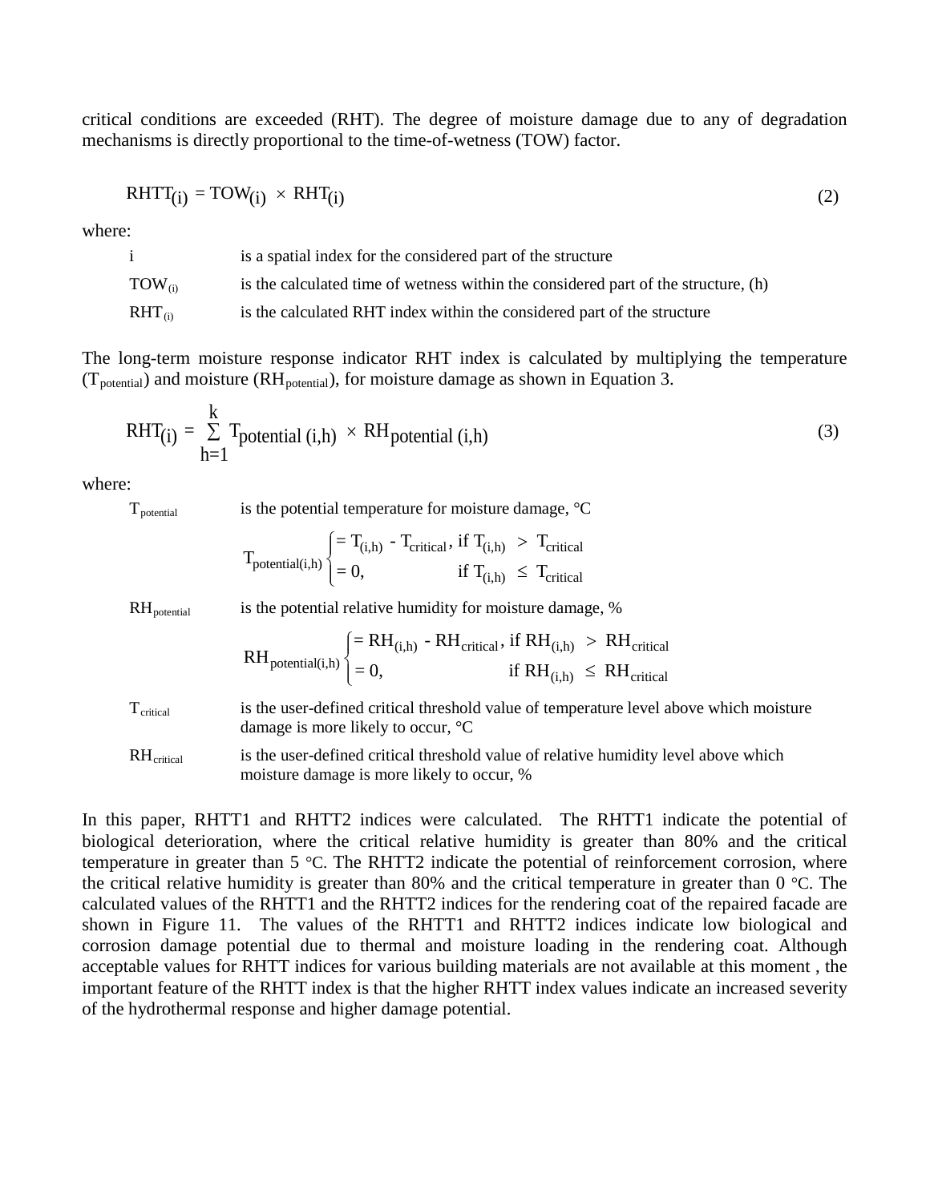critical conditions are exceeded (RHT). The degree of moisture damage due to any of degradation mechanisms is directly proportional to the time-of-wetness (TOW) factor.

$$RHTT_{(i)} = TOW_{(i)} \times RHT_{(i)} \tag{2}$$

where:

| | |
|---|---|
| i | is a spatial index for the considered part of the structure |
| $TOW_{(i)}$ | is the calculated time of wetness within the considered part of the structure, (h) |
| $RHT_{(i)}$ | is the calculated RHT index within the considered part of the structure |

The long-term moisture response indicator RHT index is calculated by multiplying the temperature ($T_{potential}$) and moisture ($RH_{potential}$), for moisture damage as shown in Equation 3.

$$RHT_{(i)} = \sum_{h=1}^{k} T_{potential\,(i,h)} \times RH_{potential\,(i,h)} \tag{3}$$

where:

$T_{potential}$ is the potential temperature for moisture damage, °C

$$T_{potential(i,h)} \begin{cases} = T_{(i,h)} - T_{critical}, & \text{if } T_{(i,h)} > T_{critical} \\ = 0, & \text{if } T_{(i,h)} \leq T_{critical} \end{cases}$$

$RH_{potential}$ is the potential relative humidity for moisture damage, %

$$RH_{potential(i,h)} \begin{cases} = RH_{(i,h)} - RH_{critical}, & \text{if } RH_{(i,h)} > RH_{critical} \\ = 0, & \text{if } RH_{(i,h)} \leq RH_{critical} \end{cases}$$

$T_{critical}$ is the user-defined critical threshold value of temperature level above which moisture damage is more likely to occur, °C

$RH_{critical}$ is the user-defined critical threshold value of relative humidity level above which moisture damage is more likely to occur, %

In this paper, RHTT1 and RHTT2 indices were calculated. The RHTT1 indicate the potential of biological deterioration, where the critical relative humidity is greater than 80% and the critical temperature in greater than 5 °C. The RHTT2 indicate the potential of reinforcement corrosion, where the critical relative humidity is greater than 80% and the critical temperature in greater than 0 °C. The calculated values of the RHTT1 and the RHTT2 indices for the rendering coat of the repaired facade are shown in Figure 11. The values of the RHTT1 and RHTT2 indices indicate low biological and corrosion damage potential due to thermal and moisture loading in the rendering coat. Although acceptable values for RHTT indices for various building materials are not available at this moment , the important feature of the RHTT index is that the higher RHTT index values indicate an increased severity of the hydrothermal response and higher damage potential.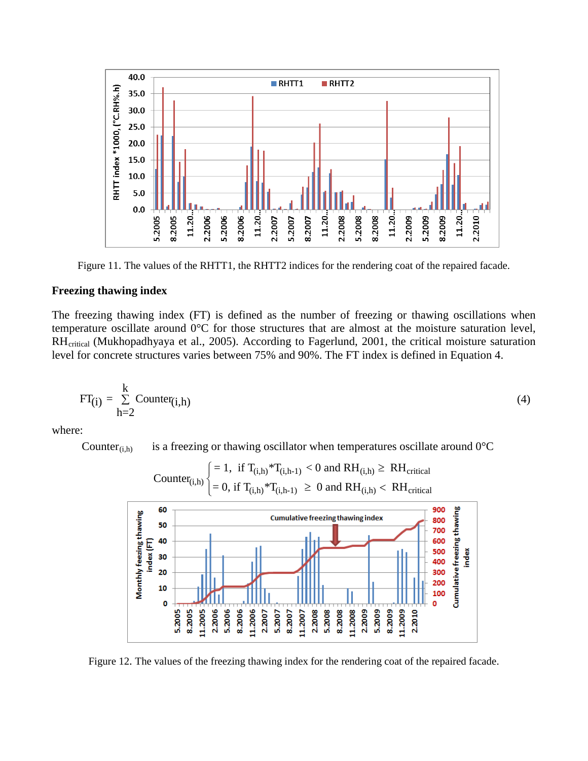Figure 11. The values of the RHTT1, the RHTT2 indices for the rendering coat of the repaired facade.

**Freezing thawing index**

The freezing thawing index (FT) is defined as the number of freezing or thawing oscillations when temperature oscillate around 0°C for those structures that are almost at the moisture saturation level, $RH_{critical}$ (Mukhopadhyaya et al., 2005). According to Fagerlund, 2001, the critical moisture saturation level for concrete structures varies between 75% and 90%. The FT index is defined in Equation 4.

$$FT_{(i)} = \sum_{h=2}^{k} Counter_{(i,h)} \tag{4}$$

where:

$Counter_{(i,h)}$ is a freezing or thawing oscillator when temperatures oscillate around 0°C

$$Counter_{(i,h)} \begin{cases} = 1, \text{ if } T_{(i,h)} {*} T_{(i,h-1)} < 0 \text{ and } RH_{(i,h)} \geq RH_{critical} \\ = 0, \text{ if } T_{(i,h)} {*} T_{(i,h-1)} \geq 0 \text{ and } RH_{(i,h)} < RH_{critical} \end{cases}$$

Figure 12. The values of the freezing thawing index for the rendering coat of the repaired facade.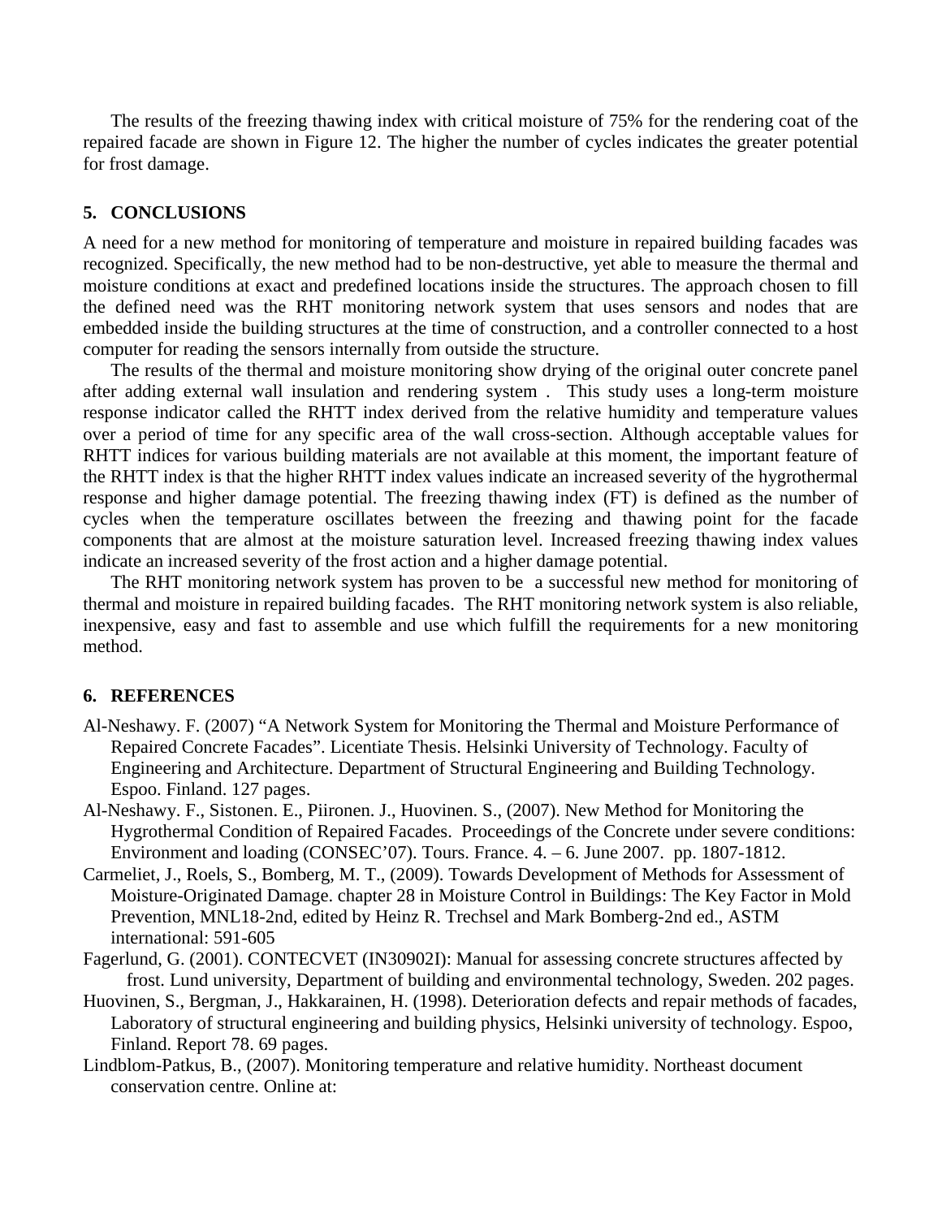The results of the freezing thawing index with critical moisture of 75% for the rendering coat of the repaired facade are shown in Figure 12. The higher the number of cycles indicates the greater potential for frost damage.

## 5. CONCLUSIONS

A need for a new method for monitoring of temperature and moisture in repaired building facades was recognized. Specifically, the new method had to be non-destructive, yet able to measure the thermal and moisture conditions at exact and predefined locations inside the structures. The approach chosen to fill the defined need was the RHT monitoring network system that uses sensors and nodes that are embedded inside the building structures at the time of construction, and a controller connected to a host computer for reading the sensors internally from outside the structure.

The results of the thermal and moisture monitoring show drying of the original outer concrete panel after adding external wall insulation and rendering system . This study uses a long-term moisture response indicator called the RHTT index derived from the relative humidity and temperature values over a period of time for any specific area of the wall cross-section. Although acceptable values for RHTT indices for various building materials are not available at this moment, the important feature of the RHTT index is that the higher RHTT index values indicate an increased severity of the hygrothermal response and higher damage potential. The freezing thawing index (FT) is defined as the number of cycles when the temperature oscillates between the freezing and thawing point for the facade components that are almost at the moisture saturation level. Increased freezing thawing index values indicate an increased severity of the frost action and a higher damage potential.

The RHT monitoring network system has proven to be a successful new method for monitoring of thermal and moisture in repaired building facades. The RHT monitoring network system is also reliable, inexpensive, easy and fast to assemble and use which fulfill the requirements for a new monitoring method.

## 6. REFERENCES

Al-Neshawy. F. (2007) "A Network System for Monitoring the Thermal and Moisture Performance of Repaired Concrete Facades". Licentiate Thesis. Helsinki University of Technology. Faculty of Engineering and Architecture. Department of Structural Engineering and Building Technology. Espoo. Finland. 127 pages.

Al-Neshawy. F., Sistonen. E., Piironen. J., Huovinen. S., (2007). New Method for Monitoring the Hygrothermal Condition of Repaired Facades. Proceedings of the Concrete under severe conditions: Environment and loading (CONSEC'07). Tours. France. 4. – 6. June 2007. pp. 1807-1812.

Carmeliet, J., Roels, S., Bomberg, M. T., (2009). Towards Development of Methods for Assessment of Moisture-Originated Damage. chapter 28 in Moisture Control in Buildings: The Key Factor in Mold Prevention, MNL18-2nd, edited by Heinz R. Trechsel and Mark Bomberg-2nd ed., ASTM international: 591-605

Fagerlund, G. (2001). CONTECVET (IN30902I): Manual for assessing concrete structures affected by frost. Lund university, Department of building and environmental technology, Sweden. 202 pages.

Huovinen, S., Bergman, J., Hakkarainen, H. (1998). Deterioration defects and repair methods of facades, Laboratory of structural engineering and building physics, Helsinki university of technology. Espoo, Finland. Report 78. 69 pages.

Lindblom-Patkus, B., (2007). Monitoring temperature and relative humidity. Northeast document conservation centre. Online at: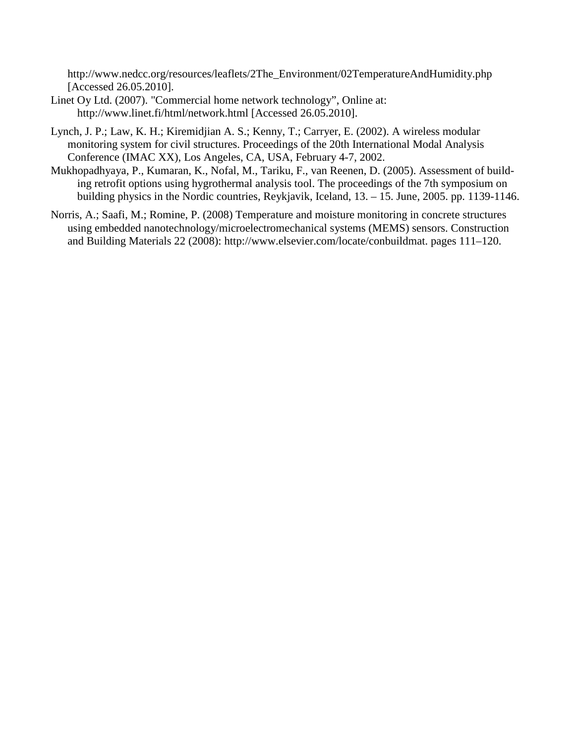http://www.nedcc.org/resources/leaflets/2The_Environment/02TemperatureAndHumidity.php [Accessed 26.05.2010].

Linet Oy Ltd. (2007). "Commercial home network technology", Online at: http://www.linet.fi/html/network.html [Accessed 26.05.2010].

Lynch, J. P.; Law, K. H.; Kiremidjian A. S.; Kenny, T.; Carryer, E. (2002). A wireless modular monitoring system for civil structures. Proceedings of the 20th International Modal Analysis Conference (IMAC XX), Los Angeles, CA, USA, February 4-7, 2002.

Mukhopadhyaya, P., Kumaran, K., Nofal, M., Tariku, F., van Reenen, D. (2005). Assessment of building retrofit options using hygrothermal analysis tool. The proceedings of the 7th symposium on building physics in the Nordic countries, Reykjavik, Iceland, 13. – 15. June, 2005. pp. 1139-1146.

Norris, A.; Saafi, M.; Romine, P. (2008) Temperature and moisture monitoring in concrete structures using embedded nanotechnology/microelectromechanical systems (MEMS) sensors. Construction and Building Materials 22 (2008): http://www.elsevier.com/locate/conbuildmat. pages 111–120.